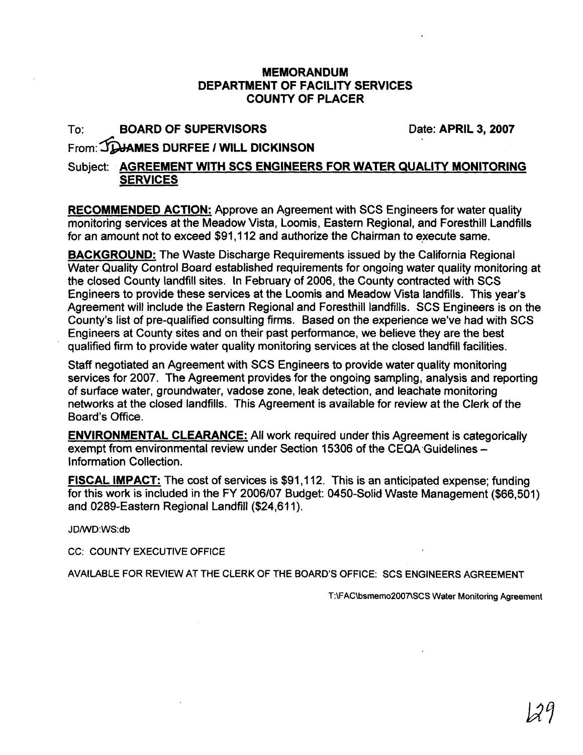# MEMORANDUM
# DEPARTMENT OF FACILITY SERVICES
# COUNTY OF PLACER

To: **BOARD OF SUPERVISORS** Date: **APRIL 3, 2007**

From: **JAMES DURFEE / WILL DICKINSON**

Subject: **AGREEMENT WITH SCS ENGINEERS FOR WATER QUALITY MONITORING SERVICES**

**RECOMMENDED ACTION:** Approve an Agreement with SCS Engineers for water quality monitoring services at the Meadow Vista, Loomis, Eastern Regional, and Foresthill Landfills for an amount not to exceed $91,112 and authorize the Chairman to execute same.

**BACKGROUND:** The Waste Discharge Requirements issued by the California Regional Water Quality Control Board established requirements for ongoing water quality monitoring at the closed County landfill sites. In February of 2006, the County contracted with SCS Engineers to provide these services at the Loomis and Meadow Vista landfills. This year's Agreement will include the Eastern Regional and Foresthill landfills. SCS Engineers is on the County's list of pre-qualified consulting firms. Based on the experience we've had with SCS Engineers at County sites and on their past performance, we believe they are the best qualified firm to provide water quality monitoring services at the closed landfill facilities.

Staff negotiated an Agreement with SCS Engineers to provide water quality monitoring services for 2007. The Agreement provides for the ongoing sampling, analysis and reporting of surface water, groundwater, vadose zone, leak detection, and leachate monitoring networks at the closed landfills. This Agreement is available for review at the Clerk of the Board's Office.

**ENVIRONMENTAL CLEARANCE:** All work required under this Agreement is categorically exempt from environmental review under Section 15306 of the CEQA Guidelines – Information Collection.

**FISCAL IMPACT:** The cost of services is $91,112. This is an anticipated expense; funding for this work is included in the FY 2006/07 Budget: 0450-Solid Waste Management ($66,501) and 0289-Eastern Regional Landfill ($24,611).

JD/WD:WS:db

CC: COUNTY EXECUTIVE OFFICE

AVAILABLE FOR REVIEW AT THE CLERK OF THE BOARD'S OFFICE: SCS ENGINEERS AGREEMENT

T:\FAC\bsmemo2007\SCS Water Monitoring Agreement